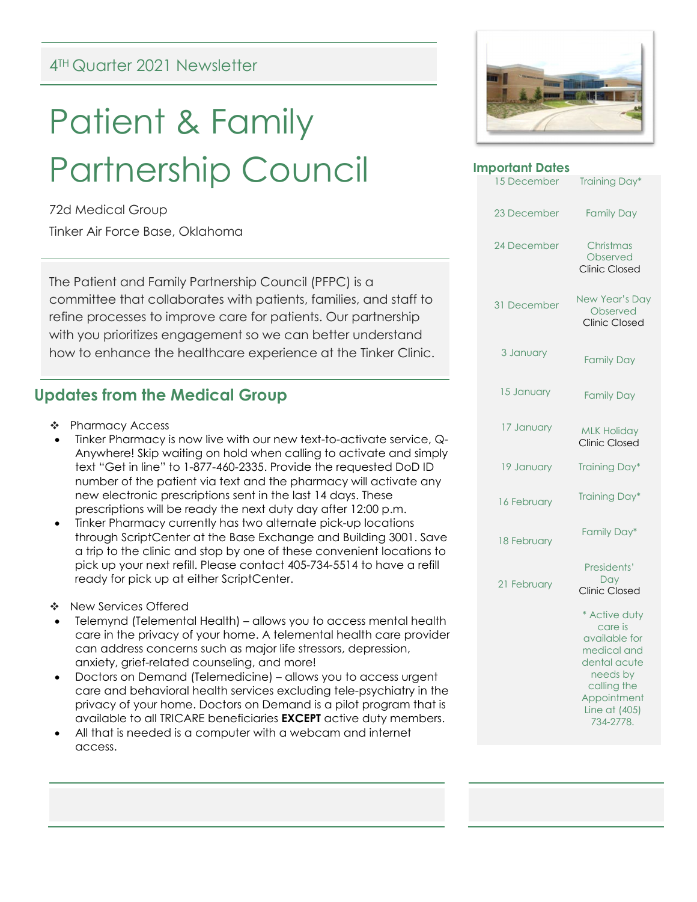4TH Quarter 2021 Newsletter

# Patient & Family Partnership Council

72d Medical Group

Tinker Air Force Base, Oklahoma

The Patient and Family Partnership Council (PFPC) is a committee that collaborates with patients, families, and staff to refine processes to improve care for patients. Our partnership with you prioritizes engagement so we can better understand how to enhance the healthcare experience at the Tinker Clinic.

## Updates from the Medical Group

- Pharmacy Access
  - Tinker Pharmacy is now live with our new text-to-activate service, Q-Anywhere! Skip waiting on hold when calling to activate and simply text "Get in line" to 1-877-460-2335. Provide the requested DoD ID number of the patient via text and the pharmacy will activate any new electronic prescriptions sent in the last 14 days. These prescriptions will be ready the next duty day after 12:00 p.m.
  - Tinker Pharmacy currently has two alternate pick-up locations through ScriptCenter at the Base Exchange and Building 3001. Save a trip to the clinic and stop by one of these convenient locations to pick up your next refill. Please contact 405-734-5514 to have a refill ready for pick up at either ScriptCenter.
- New Services Offered
  - Telemynd (Telemental Health) – allows you to access mental health care in the privacy of your home. A telemental health care provider can address concerns such as major life stressors, depression, anxiety, grief-related counseling, and more!
  - Doctors on Demand (Telemedicine) – allows you to access urgent care and behavioral health services excluding tele-psychiatry in the privacy of your home. Doctors on Demand is a pilot program that is available to all TRICARE beneficiaries **EXCEPT** active duty members.
  - All that is needed is a computer with a webcam and internet access.

### Important Dates

| Date | Event |
| --- | --- |
| 15 December | Training Day* |
| 23 December | Family Day |
| 24 December | Christmas Observed Clinic Closed |
| 31 December | New Year's Day Observed Clinic Closed |
| 3 January | Family Day |
| 15 January | Family Day |
| 17 January | MLK Holiday Clinic Closed |
| 19 January | Training Day* |
| 16 February | Training Day* |
| 18 February | Family Day* |
| 21 February | Presidents' Day Clinic Closed |

\* Active duty care is available for medical and dental acute needs by calling the Appointment Line at (405) 734-2778.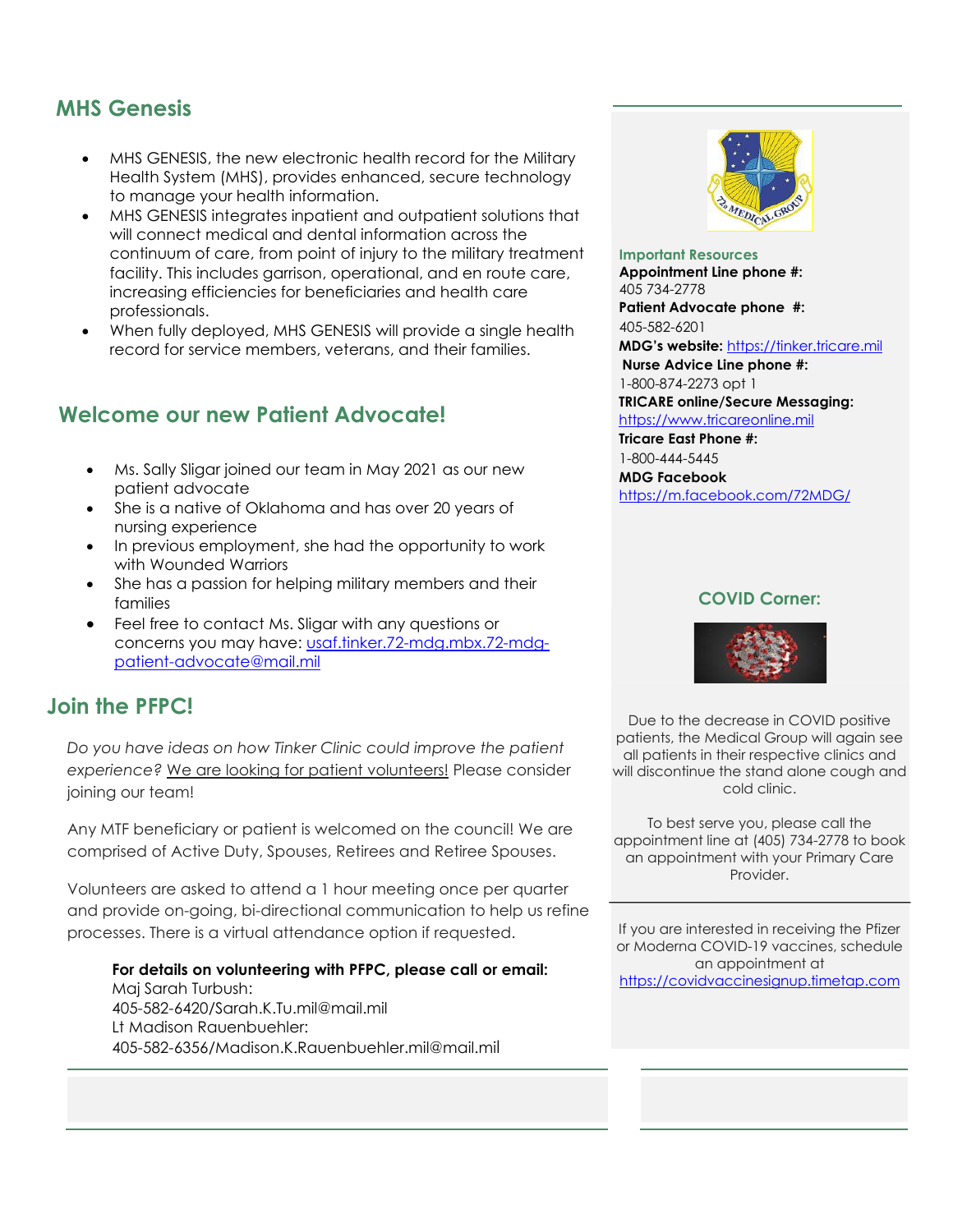## MHS Genesis

- MHS GENESIS, the new electronic health record for the Military Health System (MHS), provides enhanced, secure technology to manage your health information.
- MHS GENESIS integrates inpatient and outpatient solutions that will connect medical and dental information across the continuum of care, from point of injury to the military treatment facility. This includes garrison, operational, and en route care, increasing efficiencies for beneficiaries and health care professionals.
- When fully deployed, MHS GENESIS will provide a single health record for service members, veterans, and their families.

## Welcome our new Patient Advocate!

- Ms. Sally Sligar joined our team in May 2021 as our new patient advocate
- She is a native of Oklahoma and has over 20 years of nursing experience
- In previous employment, she had the opportunity to work with Wounded Warriors
- She has a passion for helping military members and their families
- Feel free to contact Ms. Sligar with any questions or concerns you may have: usaf.tinker.72-mdg.mbx.72-mdg-patient-advocate@mail.mil

## Join the PFPC!

*Do you have ideas on how Tinker Clinic could improve the patient experience?* We are looking for patient volunteers! Please consider joining our team!

Any MTF beneficiary or patient is welcomed on the council! We are comprised of Active Duty, Spouses, Retirees and Retiree Spouses.

Volunteers are asked to attend a 1 hour meeting once per quarter and provide on-going, bi-directional communication to help us refine processes. There is a virtual attendance option if requested.

**For details on volunteering with PFPC, please call or email:**
Maj Sarah Turbush:
405-582-6420/Sarah.K.Tu.mil@mail.mil
Lt Madison Rauenbuehler:
405-582-6356/Madison.K.Rauenbuehler.mil@mail.mil

### Important Resources

**Appointment Line phone #:**
405 734-2778
**Patient Advocate phone #:**
405-582-6201
**MDG's website:** https://tinker.tricare.mil
**Nurse Advice Line phone #:**
1-800-874-2273 opt 1
**TRICARE online/Secure Messaging:**
https://www.tricareonline.mil
**Tricare East Phone #:**
1-800-444-5445
**MDG Facebook**
https://m.facebook.com/72MDG/

### COVID Corner:

Due to the decrease in COVID positive patients, the Medical Group will again see all patients in their respective clinics and will discontinue the stand alone cough and cold clinic.

To best serve you, please call the appointment line at (405) 734-2778 to book an appointment with your Primary Care Provider.

If you are interested in receiving the Pfizer or Moderna COVID-19 vaccines, schedule an appointment at https://covidvaccinesignup.timetap.com